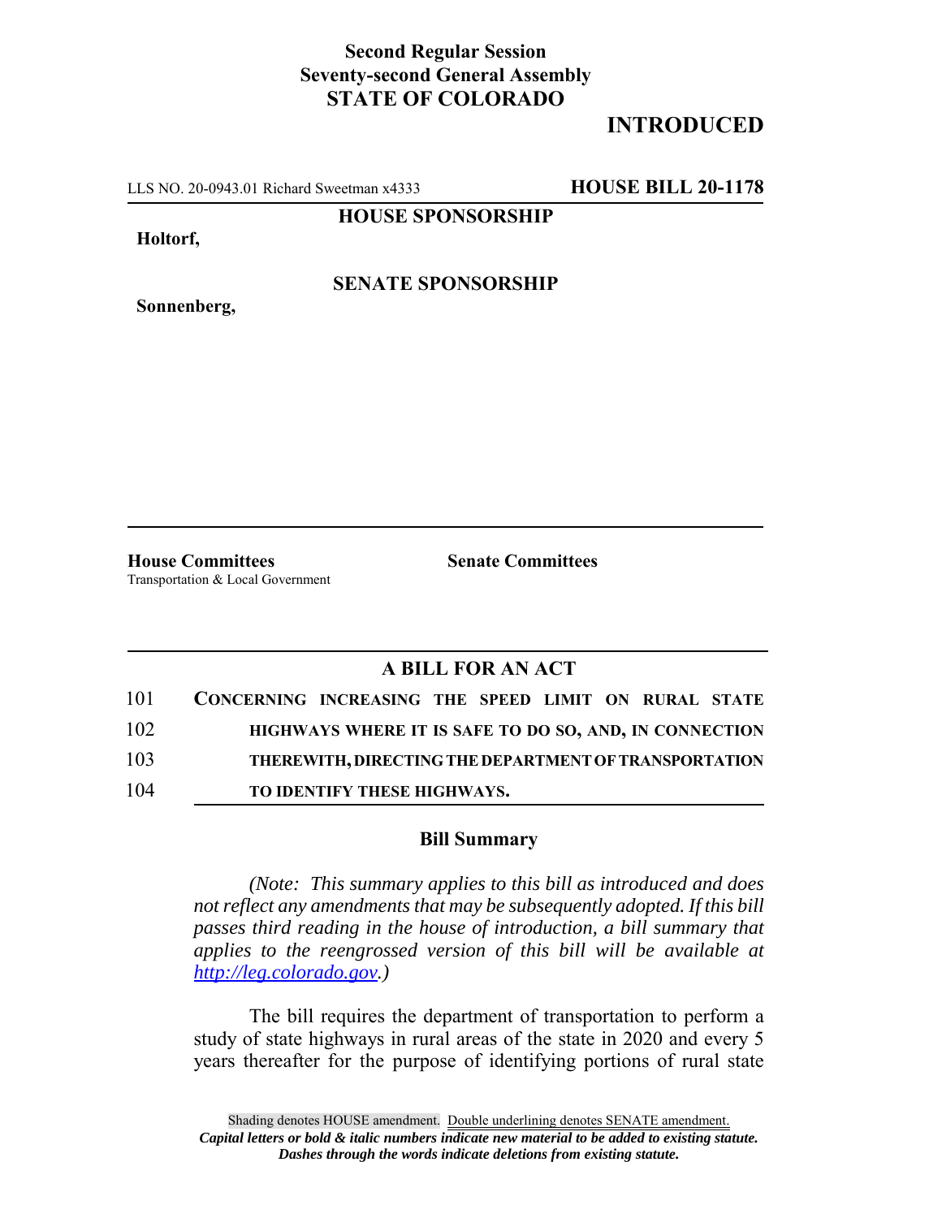**Second Regular Session**
**Seventy-second General Assembly**
**STATE OF COLORADO**

# INTRODUCED

LLS NO. 20-0943.01 Richard Sweetman x4333 **HOUSE BILL 20-1178**

**HOUSE SPONSORSHIP**

**Holtorf,**

**SENATE SPONSORSHIP**

**Sonnenberg,**

**House Committees**
Transportation & Local Government

**Senate Committees**

## A BILL FOR AN ACT

101 **CONCERNING INCREASING THE SPEED LIMIT ON RURAL STATE**
102 **HIGHWAYS WHERE IT IS SAFE TO DO SO, AND, IN CONNECTION**
103 **THEREWITH, DIRECTING THE DEPARTMENT OF TRANSPORTATION**
104 **TO IDENTIFY THESE HIGHWAYS.**

### Bill Summary

*(Note: This summary applies to this bill as introduced and does not reflect any amendments that may be subsequently adopted. If this bill passes third reading in the house of introduction, a bill summary that applies to the reengrossed version of this bill will be available at http://leg.colorado.gov.)*

The bill requires the department of transportation to perform a study of state highways in rural areas of the state in 2020 and every 5 years thereafter for the purpose of identifying portions of rural state

Shading denotes HOUSE amendment. Double underlining denotes SENATE amendment.
*Capital letters or bold & italic numbers indicate new material to be added to existing statute.*
*Dashes through the words indicate deletions from existing statute.*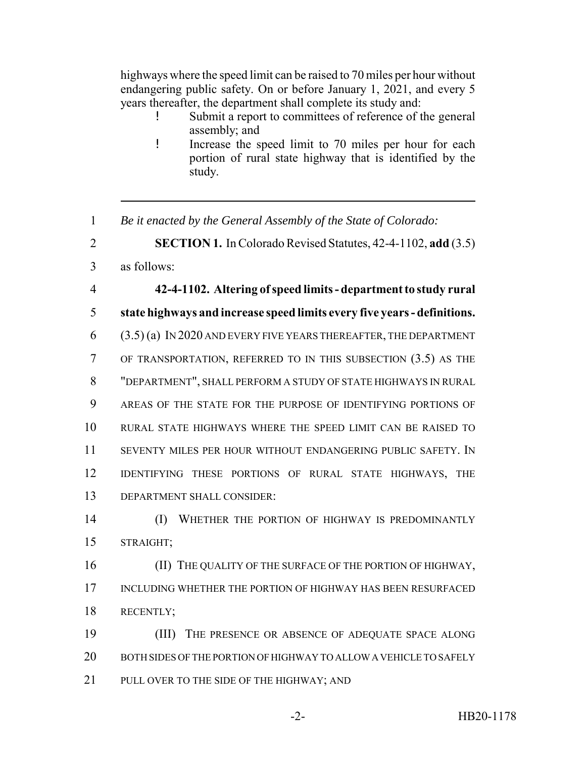highways where the speed limit can be raised to 70 miles per hour without endangering public safety. On or before January 1, 2021, and every 5 years thereafter, the department shall complete its study and:

- Submit a report to committees of reference of the general assembly; and
- Increase the speed limit to 70 miles per hour for each portion of rural state highway that is identified by the study.

---

1 *Be it enacted by the General Assembly of the State of Colorado:*

2 **SECTION 1.** In Colorado Revised Statutes, 42-4-1102, **add** (3.5)
3 as follows:

4 **42-4-1102. Altering of speed limits - department to study rural**
5 **state highways and increase speed limits every five years - definitions.**
6 (3.5) (a) IN 2020 AND EVERY FIVE YEARS THEREAFTER, THE DEPARTMENT
7 OF TRANSPORTATION, REFERRED TO IN THIS SUBSECTION (3.5) AS THE
8 "DEPARTMENT", SHALL PERFORM A STUDY OF STATE HIGHWAYS IN RURAL
9 AREAS OF THE STATE FOR THE PURPOSE OF IDENTIFYING PORTIONS OF
10 RURAL STATE HIGHWAYS WHERE THE SPEED LIMIT CAN BE RAISED TO
11 SEVENTY MILES PER HOUR WITHOUT ENDANGERING PUBLIC SAFETY. IN
12 IDENTIFYING THESE PORTIONS OF RURAL STATE HIGHWAYS, THE
13 DEPARTMENT SHALL CONSIDER:

14 (I) WHETHER THE PORTION OF HIGHWAY IS PREDOMINANTLY
15 STRAIGHT;

16 (II) THE QUALITY OF THE SURFACE OF THE PORTION OF HIGHWAY,
17 INCLUDING WHETHER THE PORTION OF HIGHWAY HAS BEEN RESURFACED
18 RECENTLY;

19 (III) THE PRESENCE OR ABSENCE OF ADEQUATE SPACE ALONG
20 BOTH SIDES OF THE PORTION OF HIGHWAY TO ALLOW A VEHICLE TO SAFELY
21 PULL OVER TO THE SIDE OF THE HIGHWAY; AND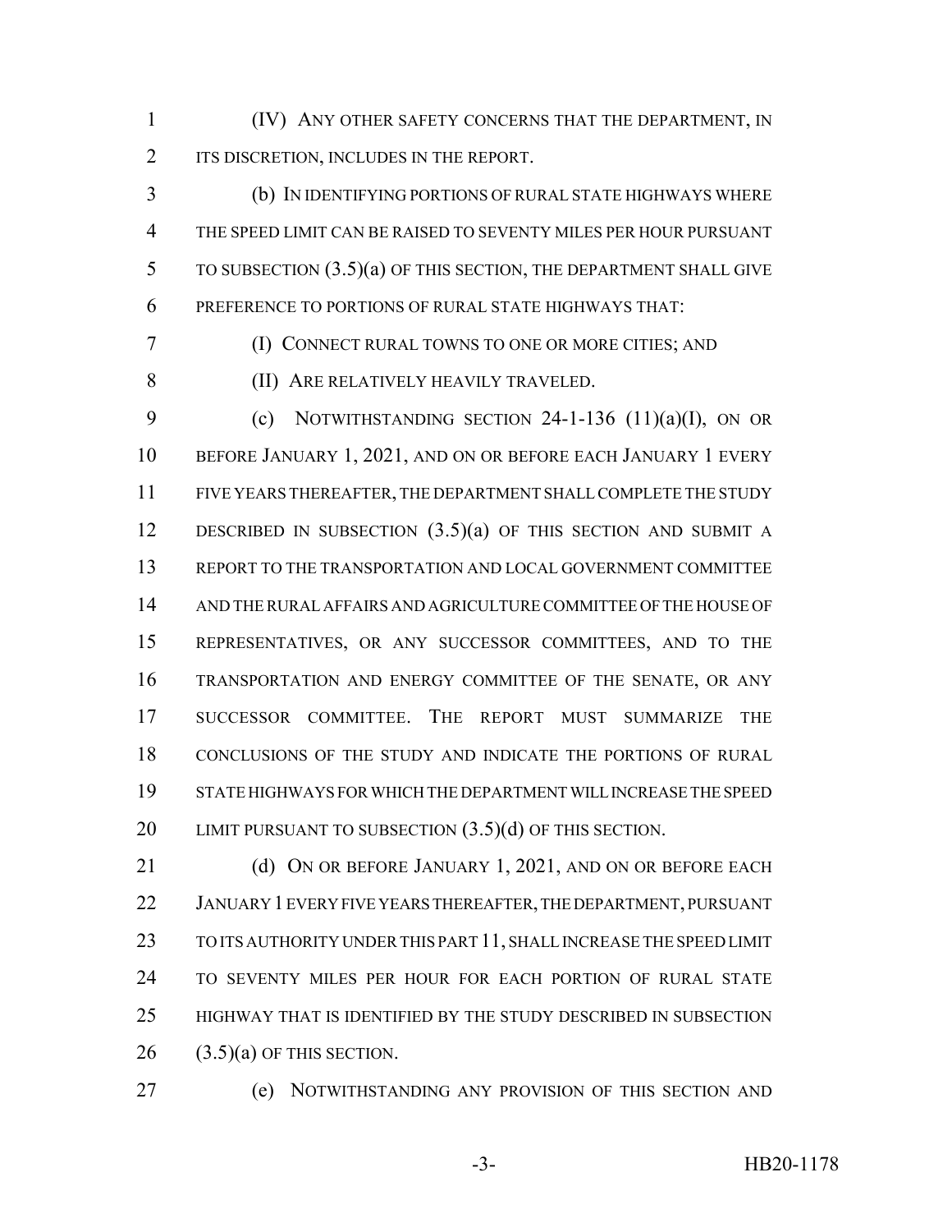(IV) ANY OTHER SAFETY CONCERNS THAT THE DEPARTMENT, IN ITS DISCRETION, INCLUDES IN THE REPORT.

(b) IN IDENTIFYING PORTIONS OF RURAL STATE HIGHWAYS WHERE THE SPEED LIMIT CAN BE RAISED TO SEVENTY MILES PER HOUR PURSUANT TO SUBSECTION (3.5)(a) OF THIS SECTION, THE DEPARTMENT SHALL GIVE PREFERENCE TO PORTIONS OF RURAL STATE HIGHWAYS THAT:

(I) CONNECT RURAL TOWNS TO ONE OR MORE CITIES; AND

(II) ARE RELATIVELY HEAVILY TRAVELED.

(c) NOTWITHSTANDING SECTION 24-1-136 (11)(a)(I), ON OR BEFORE JANUARY 1, 2021, AND ON OR BEFORE EACH JANUARY 1 EVERY FIVE YEARS THEREAFTER, THE DEPARTMENT SHALL COMPLETE THE STUDY DESCRIBED IN SUBSECTION (3.5)(a) OF THIS SECTION AND SUBMIT A REPORT TO THE TRANSPORTATION AND LOCAL GOVERNMENT COMMITTEE AND THE RURAL AFFAIRS AND AGRICULTURE COMMITTEE OF THE HOUSE OF REPRESENTATIVES, OR ANY SUCCESSOR COMMITTEES, AND TO THE TRANSPORTATION AND ENERGY COMMITTEE OF THE SENATE, OR ANY SUCCESSOR COMMITTEE. THE REPORT MUST SUMMARIZE THE CONCLUSIONS OF THE STUDY AND INDICATE THE PORTIONS OF RURAL STATE HIGHWAYS FOR WHICH THE DEPARTMENT WILL INCREASE THE SPEED LIMIT PURSUANT TO SUBSECTION (3.5)(d) OF THIS SECTION.

(d) ON OR BEFORE JANUARY 1, 2021, AND ON OR BEFORE EACH JANUARY 1 EVERY FIVE YEARS THEREAFTER, THE DEPARTMENT, PURSUANT TO ITS AUTHORITY UNDER THIS PART 11, SHALL INCREASE THE SPEED LIMIT TO SEVENTY MILES PER HOUR FOR EACH PORTION OF RURAL STATE HIGHWAY THAT IS IDENTIFIED BY THE STUDY DESCRIBED IN SUBSECTION (3.5)(a) OF THIS SECTION.

(e) NOTWITHSTANDING ANY PROVISION OF THIS SECTION AND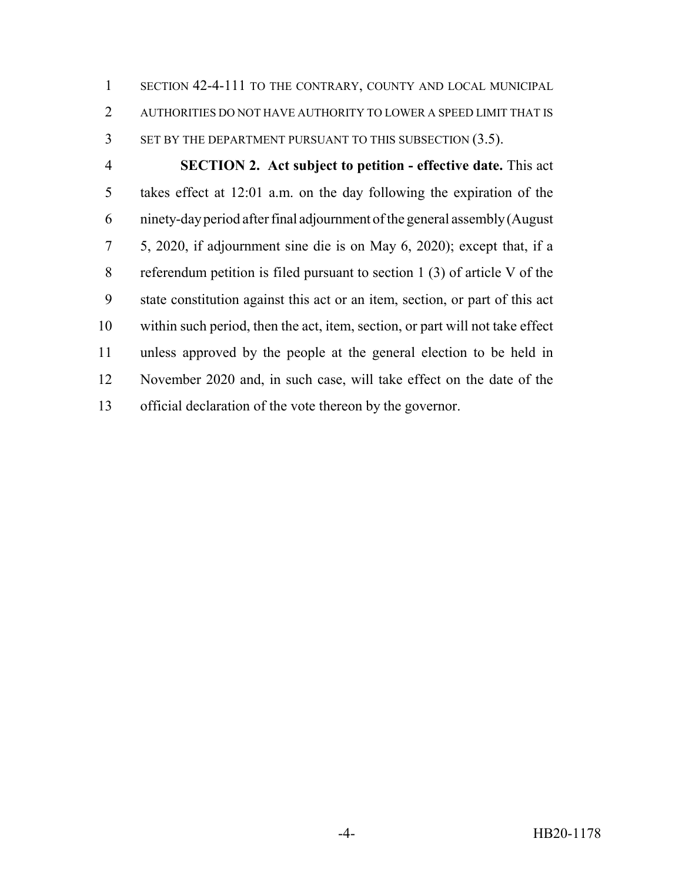SECTION 42-4-111 TO THE CONTRARY, COUNTY AND LOCAL MUNICIPAL AUTHORITIES DO NOT HAVE AUTHORITY TO LOWER A SPEED LIMIT THAT IS SET BY THE DEPARTMENT PURSUANT TO THIS SUBSECTION (3.5).

**SECTION 2. Act subject to petition - effective date.** This act takes effect at 12:01 a.m. on the day following the expiration of the ninety-day period after final adjournment of the general assembly (August 5, 2020, if adjournment sine die is on May 6, 2020); except that, if a referendum petition is filed pursuant to section 1 (3) of article V of the state constitution against this act or an item, section, or part of this act within such period, then the act, item, section, or part will not take effect unless approved by the people at the general election to be held in November 2020 and, in such case, will take effect on the date of the official declaration of the vote thereon by the governor.